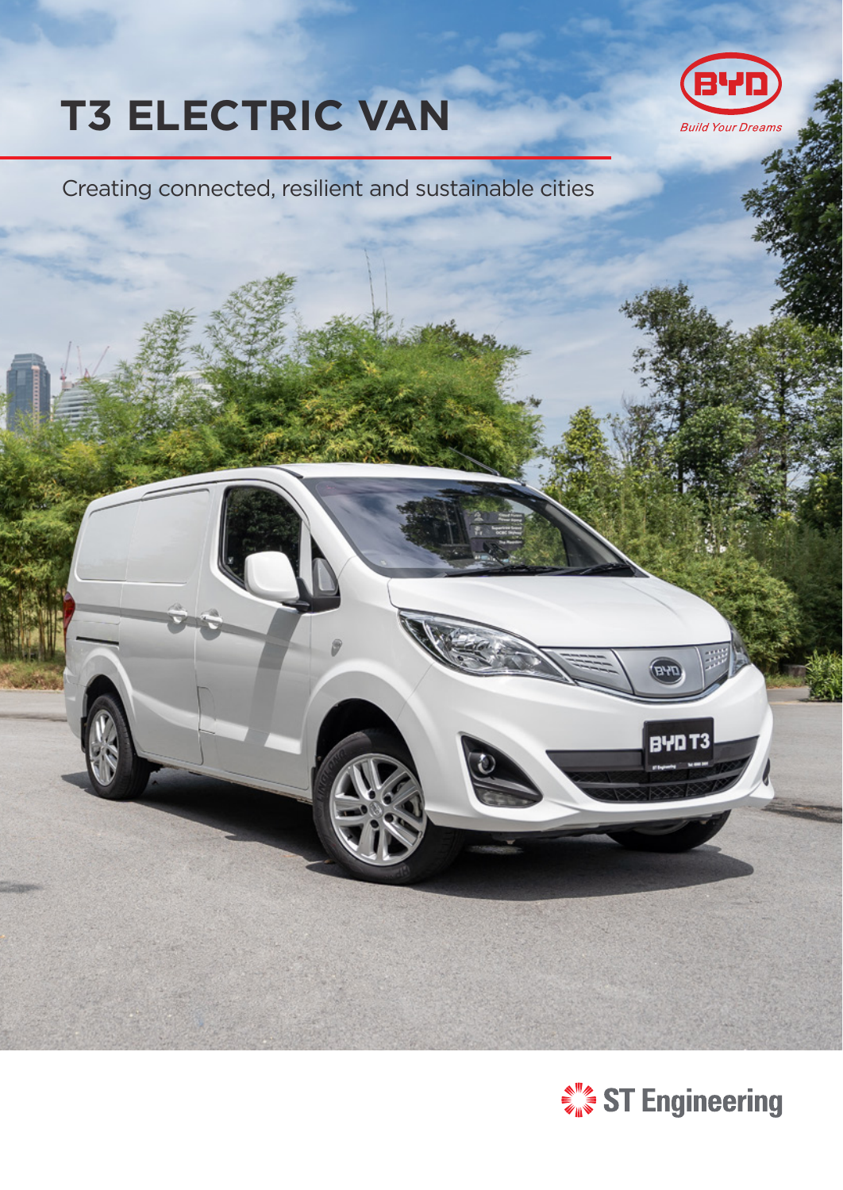# T3 ELECTRIC VAN

Creating connected, resilient and sustainable cities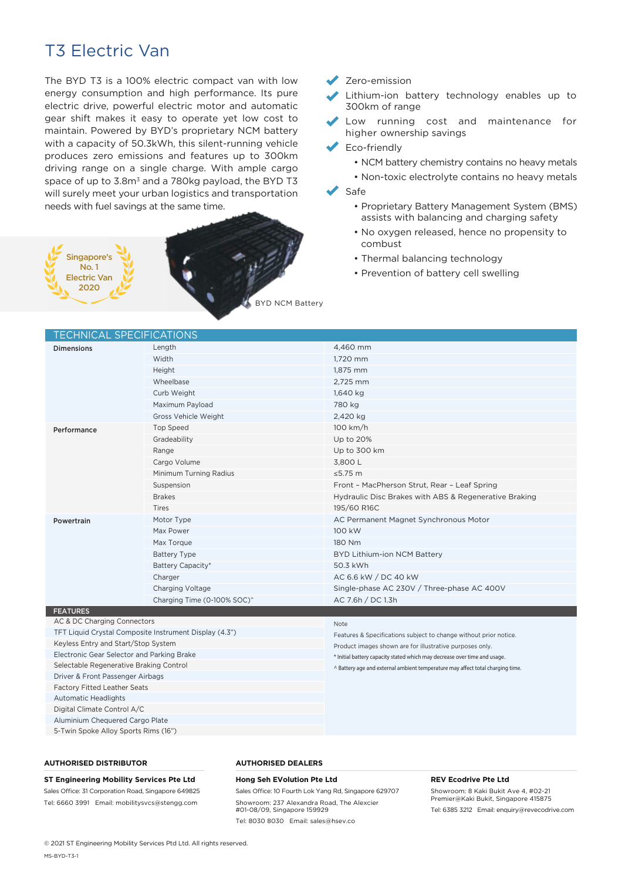# T3 Electric Van

The BYD T3 is a 100% electric compact van with low energy consumption and high performance. Its pure electric drive, powerful electric motor and automatic gear shift makes it easy to operate yet low cost to maintain. Powered by BYD's proprietary NCM battery with a capacity of 50.3kWh, this silent-running vehicle produces zero emissions and features up to 300km driving range on a single charge. With ample cargo space of up to 3.8m³ and a 780kg payload, the BYD T3 will surely meet your urban logistics and transportation needs with fuel savings at the same time.

Singapore's No. 1 Electric Van 2020

BYD NCM Battery

- Zero-emission
- Lithium-ion battery technology enables up to 300km of range
- Low running cost and maintenance for higher ownership savings
- Eco-friendly
  - NCM battery chemistry contains no heavy metals
  - Non-toxic electrolyte contains no heavy metals
- Safe
  - Proprietary Battery Management System (BMS) assists with balancing and charging safety
  - No oxygen released, hence no propensity to combust
  - Thermal balancing technology
  - Prevention of battery cell swelling

## TECHNICAL SPECIFICATIONS

| | | |
|---|---|---|
| **Dimensions** | Length | 4,460 mm |
| | Width | 1,720 mm |
| | Height | 1,875 mm |
| | Wheelbase | 2,725 mm |
| | Curb Weight | 1,640 kg |
| | Maximum Payload | 780 kg |
| | Gross Vehicle Weight | 2,420 kg |
| **Performance** | Top Speed | 100 km/h |
| | Gradeability | Up to 20% |
| | Range | Up to 300 km |
| | Cargo Volume | 3,800 L |
| | Minimum Turning Radius | ≤5.75 m |
| | Suspension | Front – MacPherson Strut, Rear – Leaf Spring |
| | Brakes | Hydraulic Disc Brakes with ABS & Regenerative Braking |
| | Tires | 195/60 R16C |
| **Powertrain** | Motor Type | AC Permanent Magnet Synchronous Motor |
| | Max Power | 100 kW |
| | Max Torque | 180 Nm |
| | Battery Type | BYD Lithium-ion NCM Battery |
| | Battery Capacity* | 50.3 kWh |
| | Charger | AC 6.6 kW / DC 40 kW |
| | Charging Voltage | Single-phase AC 230V / Three-phase AC 400V |
| | Charging Time (0-100% SOC)^ | AC 7.6h / DC 1.3h |

## FEATURES

- AC & DC Charging Connectors
- TFT Liquid Crystal Composite Instrument Display (4.3")
- Keyless Entry and Start/Stop System
- Electronic Gear Selector and Parking Brake
- Selectable Regenerative Braking Control
- Driver & Front Passenger Airbags
- Factory Fitted Leather Seats
- Automatic Headlights
- Digital Climate Control A/C
- Aluminium Chequered Cargo Plate
- 5-Twin Spoke Alloy Sports Rims (16")

Note

Features & Specifications subject to change without prior notice.

Product images shown are for illustrative purposes only.

* Initial battery capacity stated which may decrease over time and usage.

^ Battery age and external ambient temperature may affect total charging time.

### AUTHORISED DISTRIBUTOR

**ST Engineering Mobility Services Pte Ltd**
Sales Office: 31 Corporation Road, Singapore 649825
Tel: 6660 3991 Email: mobilitysvcs@stengg.com

### AUTHORISED DEALERS

**Hong Seh EVolution Pte Ltd**
Sales Office: 10 Fourth Lok Yang Rd, Singapore 629707
Showroom: 237 Alexandra Road, The Alexcier #01-08/09, Singapore 159929
Tel: 8030 8030 Email: sales@hsev.co

**REV Ecodrive Pte Ltd**
Showroom: 8 Kaki Bukit Ave 4, #02-21 Premier@Kaki Bukit, Singapore 415875
Tel: 6385 3212 Email: enquiry@revecodrive.com

© 2021 ST Engineering Mobility Services Ptd Ltd. All rights reserved.

MS-BYD-T3-1